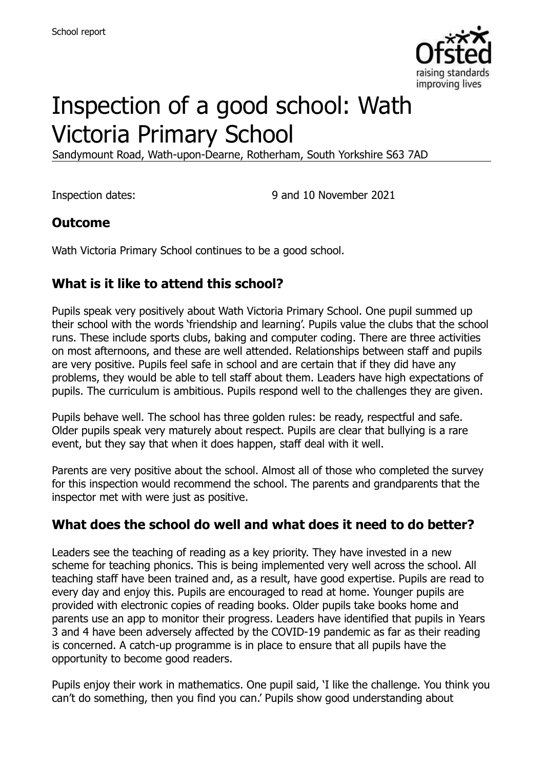# Inspection of a good school: Wath Victoria Primary School

Sandymount Road, Wath-upon-Dearne, Rotherham, South Yorkshire S63 7AD

Inspection dates: 9 and 10 November 2021

## Outcome

Wath Victoria Primary School continues to be a good school.

## What is it like to attend this school?

Pupils speak very positively about Wath Victoria Primary School. One pupil summed up their school with the words 'friendship and learning'. Pupils value the clubs that the school runs. These include sports clubs, baking and computer coding. There are three activities on most afternoons, and these are well attended. Relationships between staff and pupils are very positive. Pupils feel safe in school and are certain that if they did have any problems, they would be able to tell staff about them. Leaders have high expectations of pupils. The curriculum is ambitious. Pupils respond well to the challenges they are given.

Pupils behave well. The school has three golden rules: be ready, respectful and safe. Older pupils speak very maturely about respect. Pupils are clear that bullying is a rare event, but they say that when it does happen, staff deal with it well.

Parents are very positive about the school. Almost all of those who completed the survey for this inspection would recommend the school. The parents and grandparents that the inspector met with were just as positive.

## What does the school do well and what does it need to do better?

Leaders see the teaching of reading as a key priority. They have invested in a new scheme for teaching phonics. This is being implemented very well across the school. All teaching staff have been trained and, as a result, have good expertise. Pupils are read to every day and enjoy this. Pupils are encouraged to read at home. Younger pupils are provided with electronic copies of reading books. Older pupils take books home and parents use an app to monitor their progress. Leaders have identified that pupils in Years 3 and 4 have been adversely affected by the COVID-19 pandemic as far as their reading is concerned. A catch-up programme is in place to ensure that all pupils have the opportunity to become good readers.

Pupils enjoy their work in mathematics. One pupil said, 'I like the challenge. You think you can't do something, then you find you can.' Pupils show good understanding about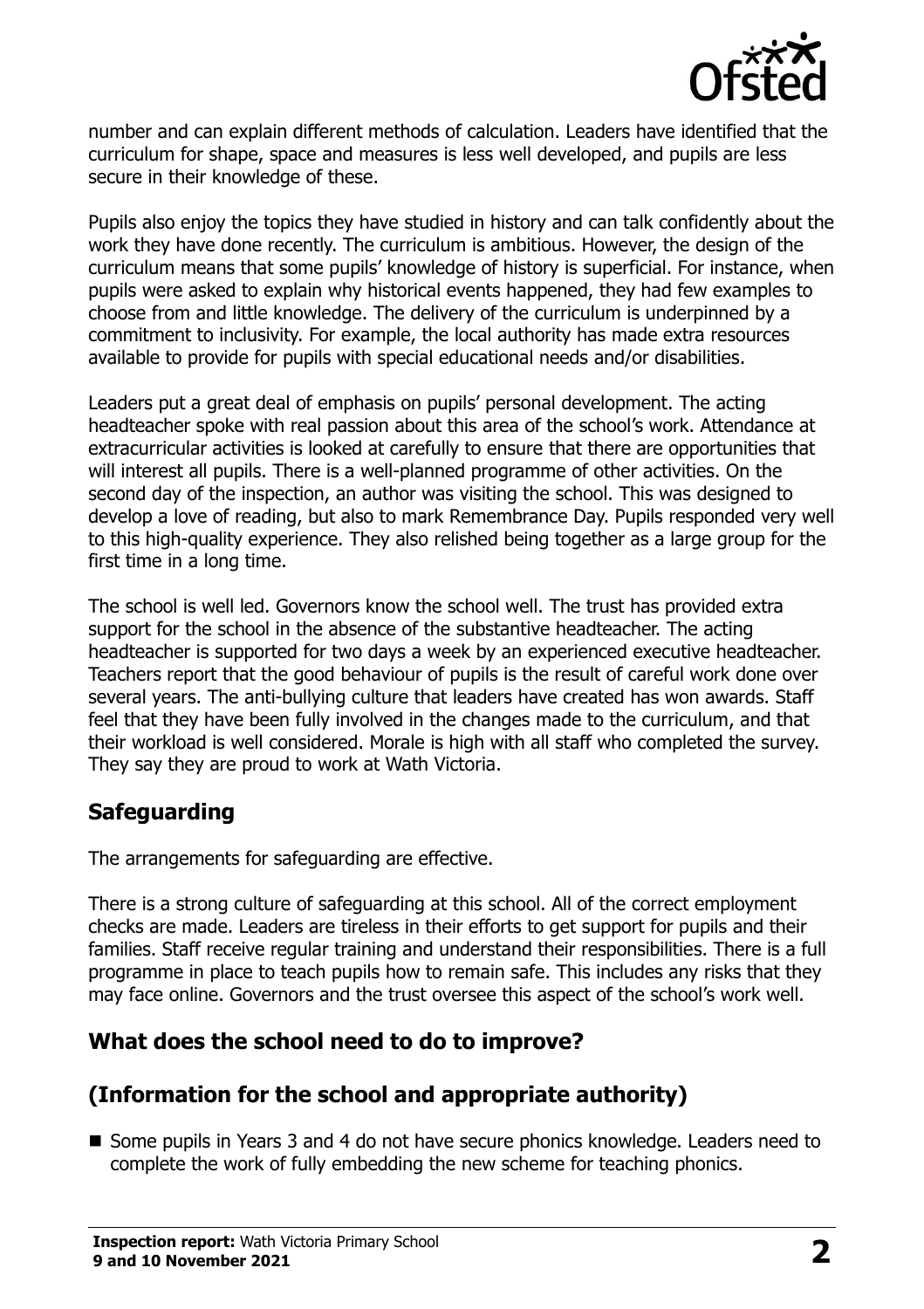number and can explain different methods of calculation. Leaders have identified that the curriculum for shape, space and measures is less well developed, and pupils are less secure in their knowledge of these.

Pupils also enjoy the topics they have studied in history and can talk confidently about the work they have done recently. The curriculum is ambitious. However, the design of the curriculum means that some pupils' knowledge of history is superficial. For instance, when pupils were asked to explain why historical events happened, they had few examples to choose from and little knowledge. The delivery of the curriculum is underpinned by a commitment to inclusivity. For example, the local authority has made extra resources available to provide for pupils with special educational needs and/or disabilities.

Leaders put a great deal of emphasis on pupils' personal development. The acting headteacher spoke with real passion about this area of the school's work. Attendance at extracurricular activities is looked at carefully to ensure that there are opportunities that will interest all pupils. There is a well-planned programme of other activities. On the second day of the inspection, an author was visiting the school. This was designed to develop a love of reading, but also to mark Remembrance Day. Pupils responded very well to this high-quality experience. They also relished being together as a large group for the first time in a long time.

The school is well led. Governors know the school well. The trust has provided extra support for the school in the absence of the substantive headteacher. The acting headteacher is supported for two days a week by an experienced executive headteacher. Teachers report that the good behaviour of pupils is the result of careful work done over several years. The anti-bullying culture that leaders have created has won awards. Staff feel that they have been fully involved in the changes made to the curriculum, and that their workload is well considered. Morale is high with all staff who completed the survey. They say they are proud to work at Wath Victoria.

## Safeguarding

The arrangements for safeguarding are effective.

There is a strong culture of safeguarding at this school. All of the correct employment checks are made. Leaders are tireless in their efforts to get support for pupils and their families. Staff receive regular training and understand their responsibilities. There is a full programme in place to teach pupils how to remain safe. This includes any risks that they may face online. Governors and the trust oversee this aspect of the school's work well.

## What does the school need to do to improve?

## (Information for the school and appropriate authority)

- Some pupils in Years 3 and 4 do not have secure phonics knowledge. Leaders need to complete the work of fully embedding the new scheme for teaching phonics.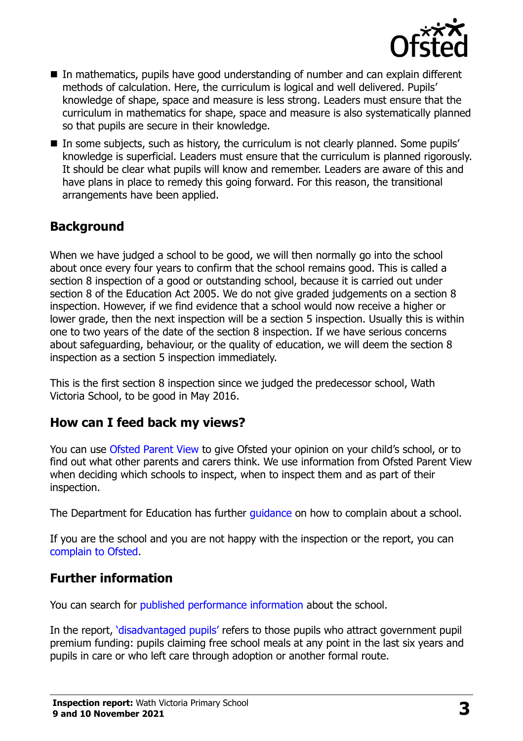- In mathematics, pupils have good understanding of number and can explain different methods of calculation. Here, the curriculum is logical and well delivered. Pupils' knowledge of shape, space and measure is less strong. Leaders must ensure that the curriculum in mathematics for shape, space and measure is also systematically planned so that pupils are secure in their knowledge.
- In some subjects, such as history, the curriculum is not clearly planned. Some pupils' knowledge is superficial. Leaders must ensure that the curriculum is planned rigorously. It should be clear what pupils will know and remember. Leaders are aware of this and have plans in place to remedy this going forward. For this reason, the transitional arrangements have been applied.

## Background

When we have judged a school to be good, we will then normally go into the school about once every four years to confirm that the school remains good. This is called a section 8 inspection of a good or outstanding school, because it is carried out under section 8 of the Education Act 2005. We do not give graded judgements on a section 8 inspection. However, if we find evidence that a school would now receive a higher or lower grade, then the next inspection will be a section 5 inspection. Usually this is within one to two years of the date of the section 8 inspection. If we have serious concerns about safeguarding, behaviour, or the quality of education, we will deem the section 8 inspection as a section 5 inspection immediately.

This is the first section 8 inspection since we judged the predecessor school, Wath Victoria School, to be good in May 2016.

## How can I feed back my views?

You can use Ofsted Parent View to give Ofsted your opinion on your child's school, or to find out what other parents and carers think. We use information from Ofsted Parent View when deciding which schools to inspect, when to inspect them and as part of their inspection.

The Department for Education has further guidance on how to complain about a school.

If you are the school and you are not happy with the inspection or the report, you can complain to Ofsted.

## Further information

You can search for published performance information about the school.

In the report, 'disadvantaged pupils' refers to those pupils who attract government pupil premium funding: pupils claiming free school meals at any point in the last six years and pupils in care or who left care through adoption or another formal route.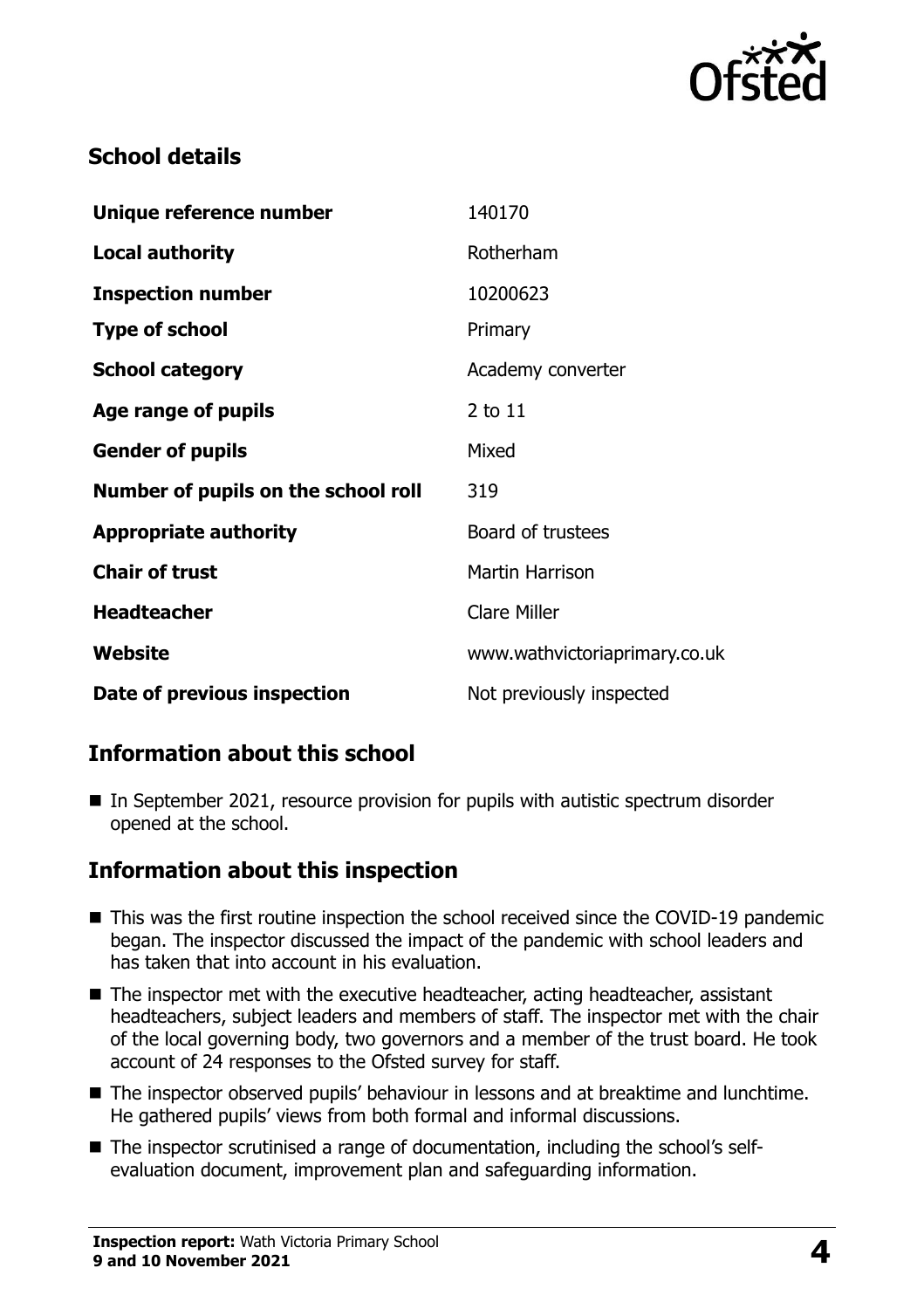## School details

| Unique reference number | 140170 |
| --- | --- |
| **Local authority** | Rotherham |
| **Inspection number** | 10200623 |
| **Type of school** | Primary |
| **School category** | Academy converter |
| **Age range of pupils** | 2 to 11 |
| **Gender of pupils** | Mixed |
| **Number of pupils on the school roll** | 319 |
| **Appropriate authority** | Board of trustees |
| **Chair of trust** | Martin Harrison |
| **Headteacher** | Clare Miller |
| **Website** | www.wathvictoriaprimary.co.uk |
| **Date of previous inspection** | Not previously inspected |

## Information about this school

- In September 2021, resource provision for pupils with autistic spectrum disorder opened at the school.

## Information about this inspection

- This was the first routine inspection the school received since the COVID-19 pandemic began. The inspector discussed the impact of the pandemic with school leaders and has taken that into account in his evaluation.
- The inspector met with the executive headteacher, acting headteacher, assistant headteachers, subject leaders and members of staff. The inspector met with the chair of the local governing body, two governors and a member of the trust board. He took account of 24 responses to the Ofsted survey for staff.
- The inspector observed pupils' behaviour in lessons and at breaktime and lunchtime. He gathered pupils' views from both formal and informal discussions.
- The inspector scrutinised a range of documentation, including the school's self-evaluation document, improvement plan and safeguarding information.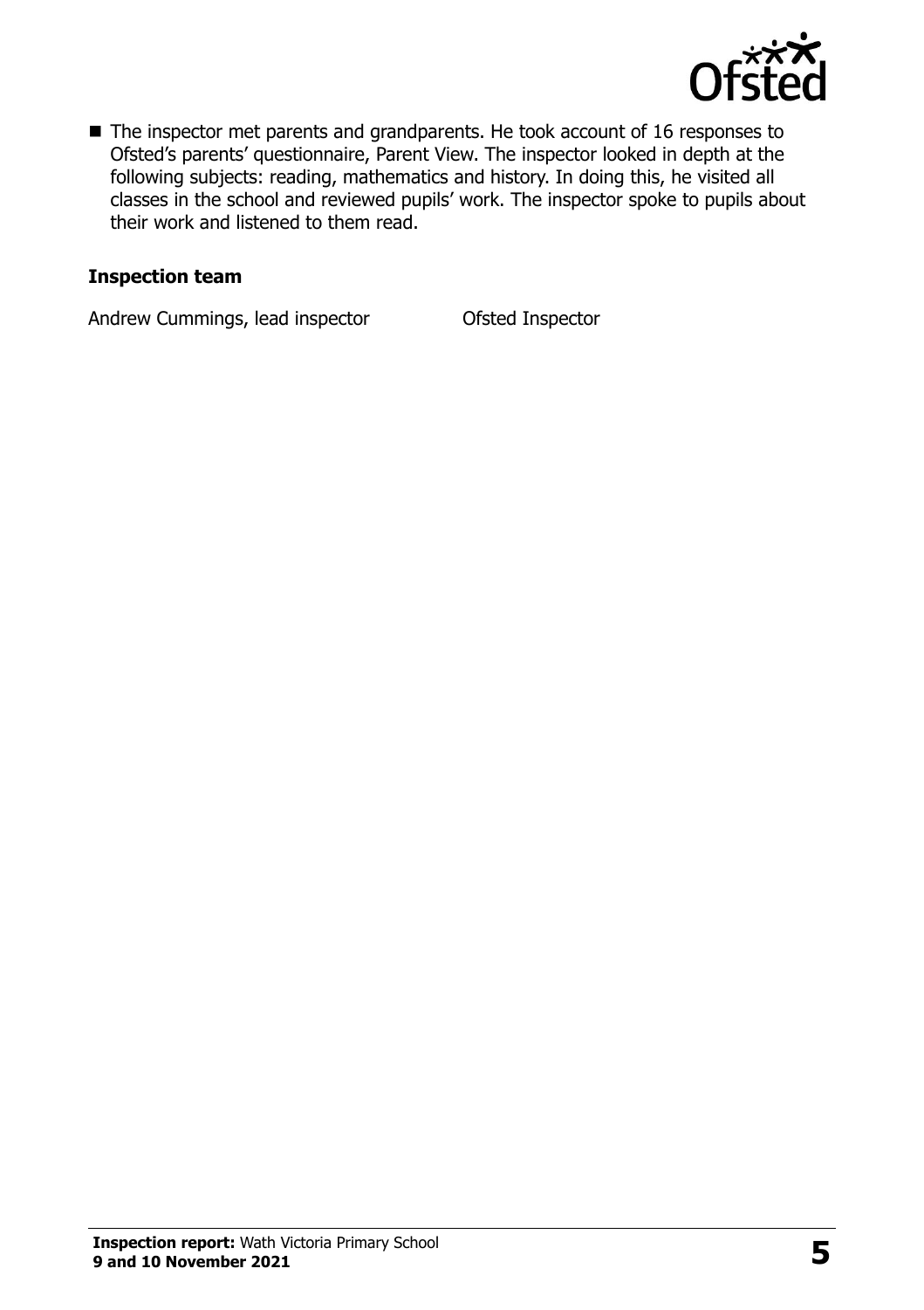- The inspector met parents and grandparents. He took account of 16 responses to Ofsted's parents' questionnaire, Parent View. The inspector looked in depth at the following subjects: reading, mathematics and history. In doing this, he visited all classes in the school and reviewed pupils' work. The inspector spoke to pupils about their work and listened to them read.

### Inspection team

| | |
|---|---|
| Andrew Cummings, lead inspector | Ofsted Inspector |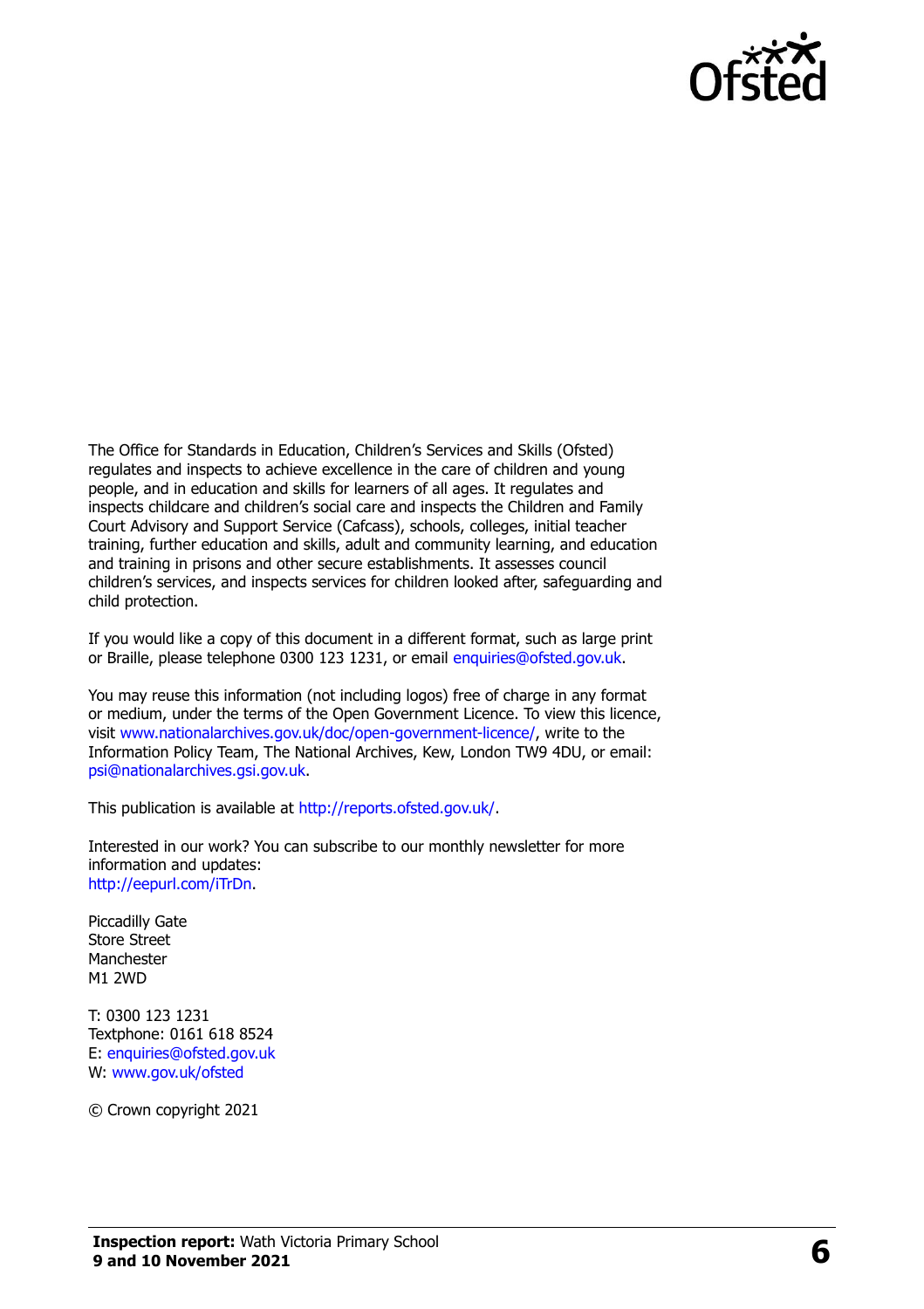The Office for Standards in Education, Children's Services and Skills (Ofsted) regulates and inspects to achieve excellence in the care of children and young people, and in education and skills for learners of all ages. It regulates and inspects childcare and children's social care and inspects the Children and Family Court Advisory and Support Service (Cafcass), schools, colleges, initial teacher training, further education and skills, adult and community learning, and education and training in prisons and other secure establishments. It assesses council children's services, and inspects services for children looked after, safeguarding and child protection.

If you would like a copy of this document in a different format, such as large print or Braille, please telephone 0300 123 1231, or email enquiries@ofsted.gov.uk.

You may reuse this information (not including logos) free of charge in any format or medium, under the terms of the Open Government Licence. To view this licence, visit www.nationalarchives.gov.uk/doc/open-government-licence/, write to the Information Policy Team, The National Archives, Kew, London TW9 4DU, or email: psi@nationalarchives.gsi.gov.uk.

This publication is available at http://reports.ofsted.gov.uk/.

Interested in our work? You can subscribe to our monthly newsletter for more information and updates:
http://eepurl.com/iTrDn.

Piccadilly Gate
Store Street
Manchester
M1 2WD

T: 0300 123 1231
Textphone: 0161 618 8524
E: enquiries@ofsted.gov.uk
W: www.gov.uk/ofsted

© Crown copyright 2021